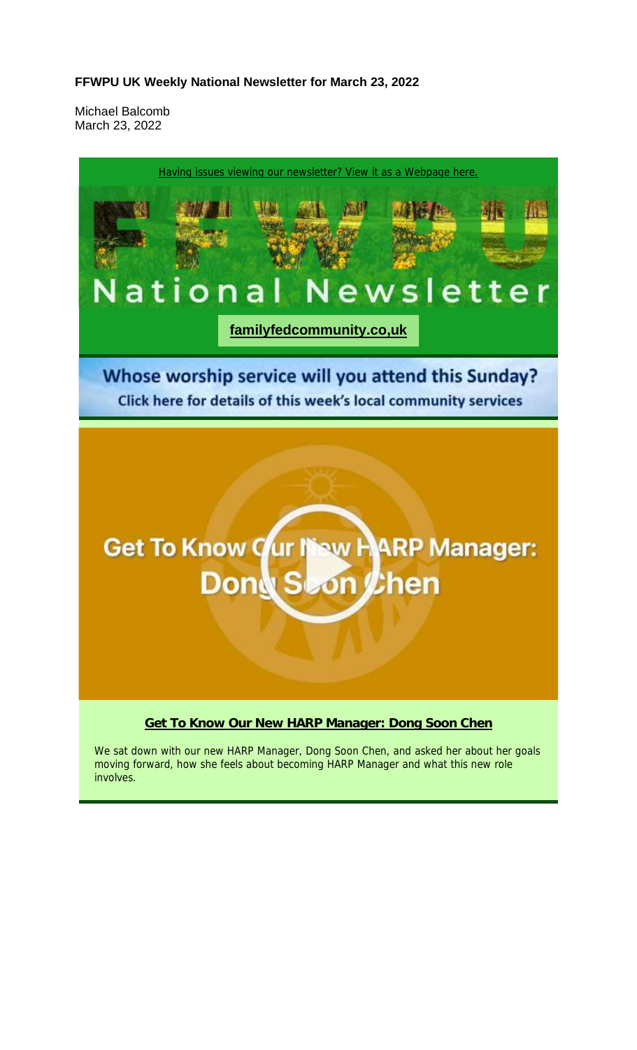**FFWPU UK Weekly National Newsletter for March 23, 2022**

Michael Balcomb
March 23, 2022

Having issues viewing our newsletter? View it as a Webpage here.

FFWPU

# National Newsletter

**familyfedcommunity.co,uk**

## Whose worship service will you attend this Sunday?

Click here for details of this week's local community services

Get To Know Our New HARP Manager: Dong Soon Chen

### Get To Know Our New HARP Manager: Dong Soon Chen

We sat down with our new HARP Manager, Dong Soon Chen, and asked her about her goals moving forward, how she feels about becoming HARP Manager and what this new role involves.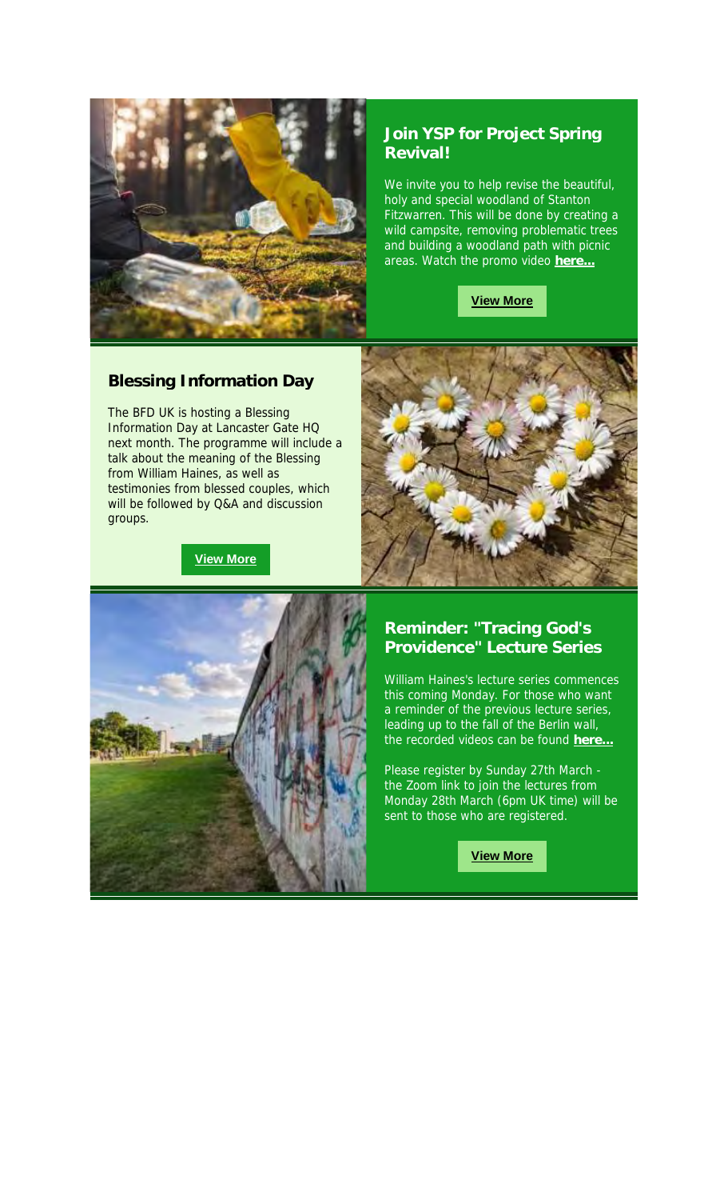## Join YSP for Project Spring Revival!

We invite you to help revise the beautiful, holy and special woodland of Stanton Fitzwarren. This will be done by creating a wild campsite, removing problematic trees and building a woodland path with picnic areas. Watch the promo video **here...**

**View More**

## Blessing Information Day

The BFD UK is hosting a Blessing Information Day at Lancaster Gate HQ next month. The programme will include a talk about the meaning of the Blessing from William Haines, as well as testimonies from blessed couples, which will be followed by Q&A and discussion groups.

**View More**

## Reminder: "Tracing God's Providence" Lecture Series

William Haines's lecture series commences this coming Monday. For those who want a reminder of the previous lecture series, leading up to the fall of the Berlin wall, the recorded videos can be found **here...**

Please register by Sunday 27th March - the Zoom link to join the lectures from Monday 28th March (6pm UK time) will be sent to those who are registered.

**View More**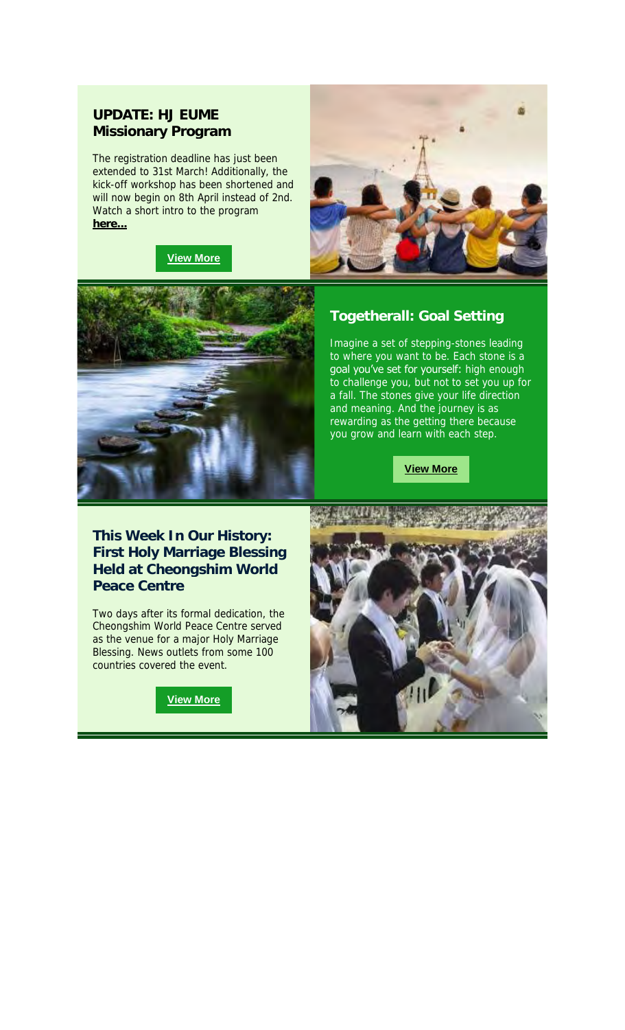## UPDATE: HJ EUME Missionary Program

The registration deadline has just been extended to 31st March! Additionally, the kick-off workshop has been shortened and will now begin on 8th April instead of 2nd. Watch a short intro to the program **here...**

**View More**

## Togetherall: Goal Setting

Imagine a set of stepping-stones leading to where you want to be. Each stone is a goal you've set for yourself: high enough to challenge you, but not to set you up for a fall. The stones give your life direction and meaning. And the journey is as rewarding as the getting there because you grow and learn with each step.

**View More**

## This Week In Our History: First Holy Marriage Blessing Held at Cheongshim World Peace Centre

Two days after its formal dedication, the Cheongshim World Peace Centre served as the venue for a major Holy Marriage Blessing. News outlets from some 100 countries covered the event.

**View More**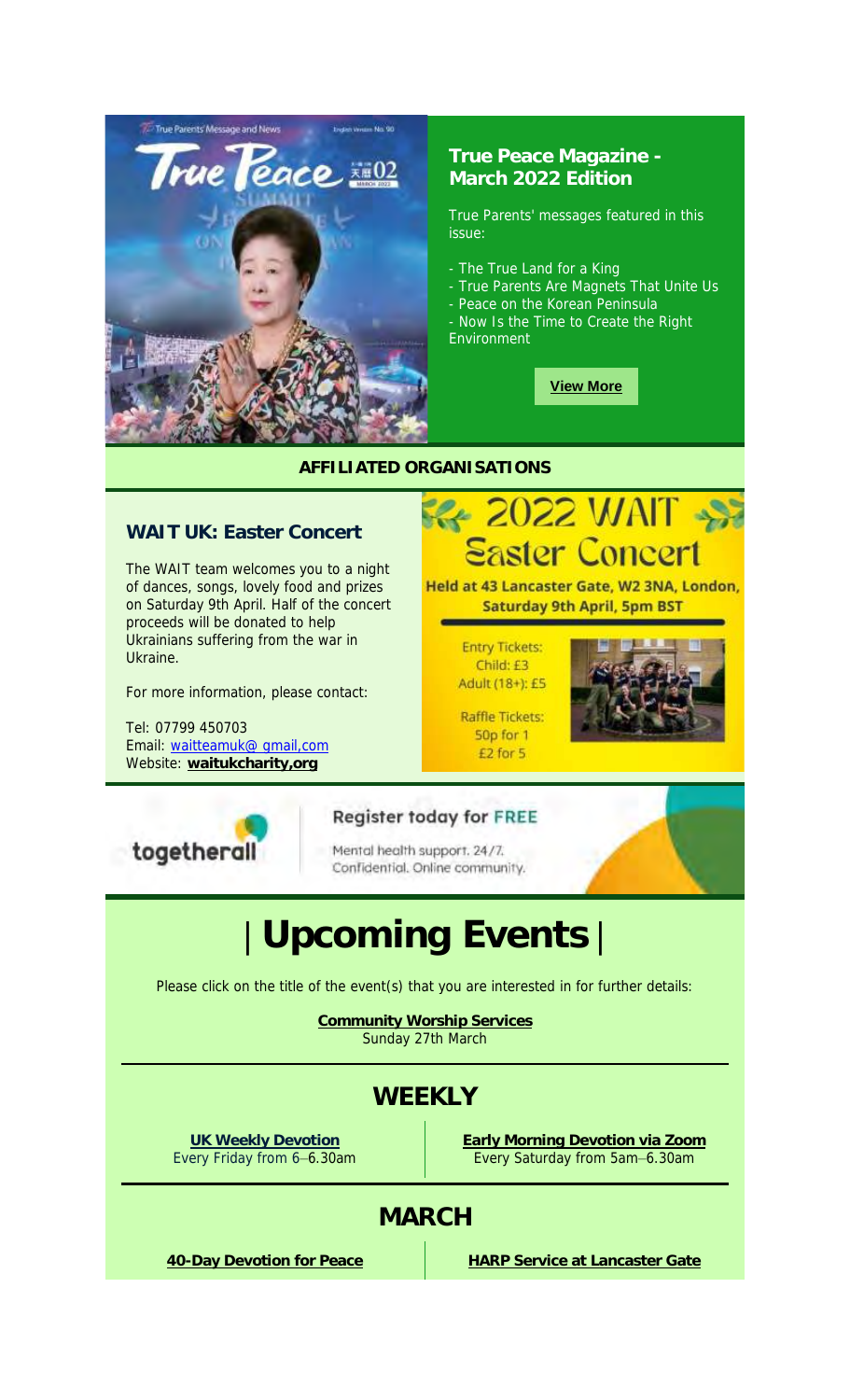## True Peace Magazine - March 2022 Edition

True Parents' messages featured in this issue:

- The True Land for a King
- True Parents Are Magnets That Unite Us
- Peace on the Korean Peninsula
- Now Is the Time to Create the Right Environment

**View More**

**AFFILIATED ORGANISATIONS**

### WAIT UK: Easter Concert

The WAIT team welcomes you to a night of dances, songs, lovely food and prizes on Saturday 9th April. Half of the concert proceeds will be donated to help Ukrainians suffering from the war in Ukraine.

For more information, please contact:

Tel: 07799 450703
Email: waitteamuk@ gmail,com
Website: **waitukcharity,org**

2022 WAIT Easter Concert

**Held at 43 Lancaster Gate, W2 3NA, London, Saturday 9th April, 5pm BST**

Entry Tickets:
Child: £3
Adult (18+): £5

Raffle Tickets:
50p for 1
£2 for 5

togetherall

**Register today for FREE**

Mental health support. 24/7. Confidential. Online community.

# | Upcoming Events |

Please click on the title of the event(s) that you are interested in for further details:

**Community Worship Services**
Sunday 27th March

## WEEKLY

**UK Weekly Devotion**
Every Friday from 6–6.30am

**Early Morning Devotion via Zoom**
Every Saturday from 5am–6.30am

## MARCH

**40-Day Devotion for Peace**

**HARP Service at Lancaster Gate**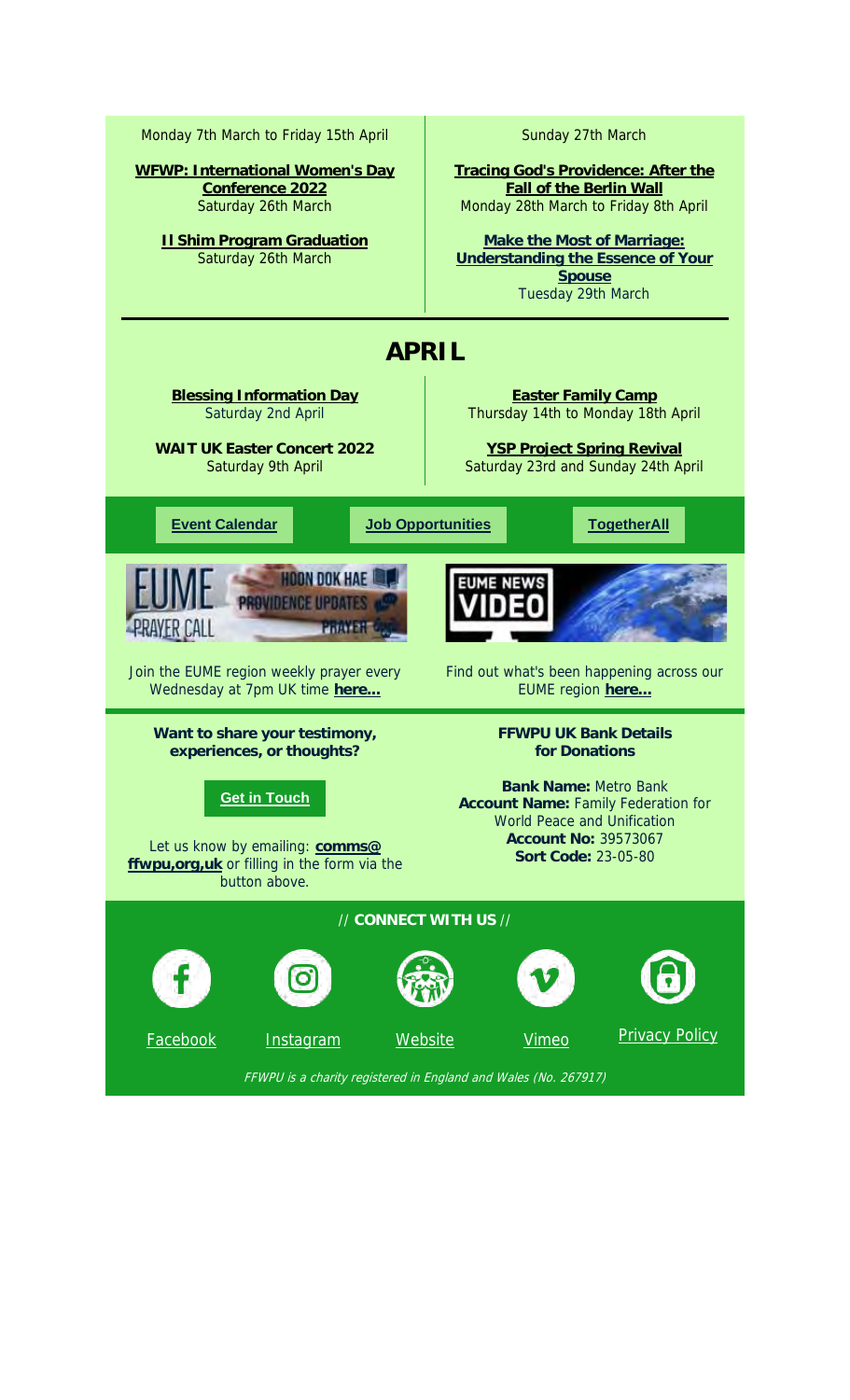Monday 7th March to Friday 15th April

**WFWP: International Women's Day Conference 2022**
Saturday 26th March

**Il Shim Program Graduation**
Saturday 26th March

Sunday 27th March

**Tracing God's Providence: After the Fall of the Berlin Wall**
Monday 28th March to Friday 8th April

**Make the Most of Marriage: Understanding the Essence of Your Spouse**
Tuesday 29th March

## APRIL

**Blessing Information Day**
Saturday 2nd April

**WAIT UK Easter Concert 2022**
Saturday 9th April

**Easter Family Camp**
Thursday 14th to Monday 18th April

**YSP Project Spring Revival**
Saturday 23rd and Sunday 24th April

**Event Calendar** | **Job Opportunities** | **TogetherAll**

Join the EUME region weekly prayer every Wednesday at 7pm UK time **here...**

Find out what's been happening across our EUME region **here...**

**Want to share your testimony, experiences, or thoughts?**

**Get in Touch**

Let us know by emailing: **comms@ffwpu,org,uk** or filling in the form via the button above.

**FFWPU UK Bank Details for Donations**

**Bank Name:** Metro Bank
**Account Name:** Family Federation for World Peace and Unification
**Account No:** 39573067
**Sort Code:** 23-05-80

// **CONNECT WITH US** //

Facebook | Instagram | Website | Vimeo | Privacy Policy

*FFWPU is a charity registered in England and Wales (No. 267917)*